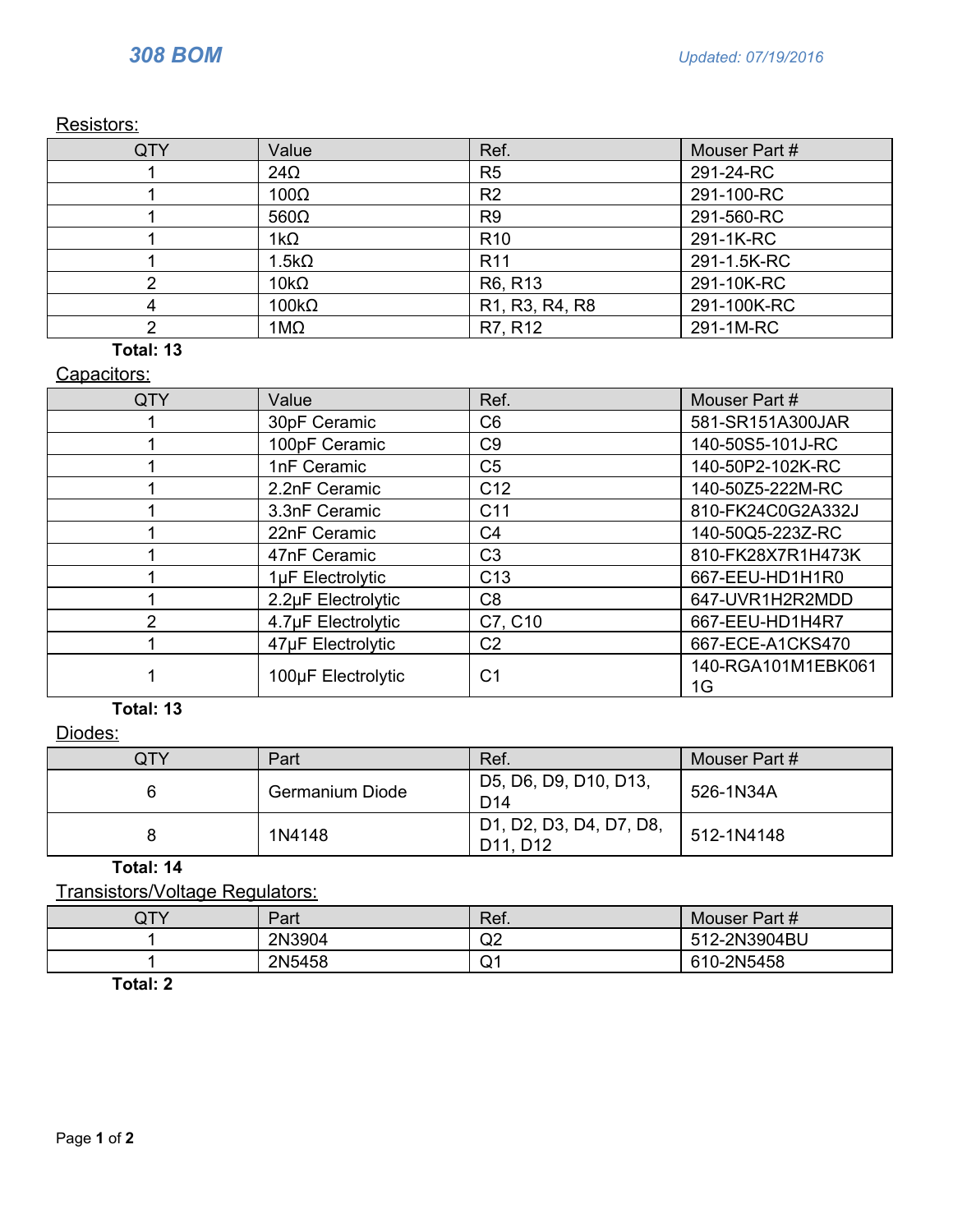# 308 BOM

*Updated: 07/19/2016*

## Resistors:

| QTY | Value | Ref. | Mouser Part # |
|---|---|---|---|
| 1 | 24Ω | R5 | 291-24-RC |
| 1 | 100Ω | R2 | 291-100-RC |
| 1 | 560Ω | R9 | 291-560-RC |
| 1 | 1kΩ | R10 | 291-1K-RC |
| 1 | 1.5kΩ | R11 | 291-1.5K-RC |
| 2 | 10kΩ | R6, R13 | 291-10K-RC |
| 4 | 100kΩ | R1, R3, R4, R8 | 291-100K-RC |
| 2 | 1MΩ | R7, R12 | 291-1M-RC |

**Total: 13**

## Capacitors:

| QTY | Value | Ref. | Mouser Part # |
|---|---|---|---|
| 1 | 30pF Ceramic | C6 | 581-SR151A300JAR |
| 1 | 100pF Ceramic | C9 | 140-50S5-101J-RC |
| 1 | 1nF Ceramic | C5 | 140-50P2-102K-RC |
| 1 | 2.2nF Ceramic | C12 | 140-50Z5-222M-RC |
| 1 | 3.3nF Ceramic | C11 | 810-FK24C0G2A332J |
| 1 | 22nF Ceramic | C4 | 140-50Q5-223Z-RC |
| 1 | 47nF Ceramic | C3 | 810-FK28X7R1H473K |
| 1 | 1µF Electrolytic | C13 | 667-EEU-HD1H1R0 |
| 1 | 2.2µF Electrolytic | C8 | 647-UVR1H2R2MDD |
| 2 | 4.7µF Electrolytic | C7, C10 | 667-EEU-HD1H4R7 |
| 1 | 47µF Electrolytic | C2 | 667-ECE-A1CKS470 |
| 1 | 100µF Electrolytic | C1 | 140-RGA101M1EBK0611G |

**Total: 13**

## Diodes:

| QTY | Part | Ref. | Mouser Part # |
|---|---|---|---|
| 6 | Germanium Diode | D5, D6, D9, D10, D13, D14 | 526-1N34A |
| 8 | 1N4148 | D1, D2, D3, D4, D7, D8, D11, D12 | 512-1N4148 |

**Total: 14**

## Transistors/Voltage Regulators:

| QTY | Part | Ref. | Mouser Part # |
|---|---|---|---|
| 1 | 2N3904 | Q2 | 512-2N3904BU |
| 1 | 2N5458 | Q1 | 610-2N5458 |

**Total: 2**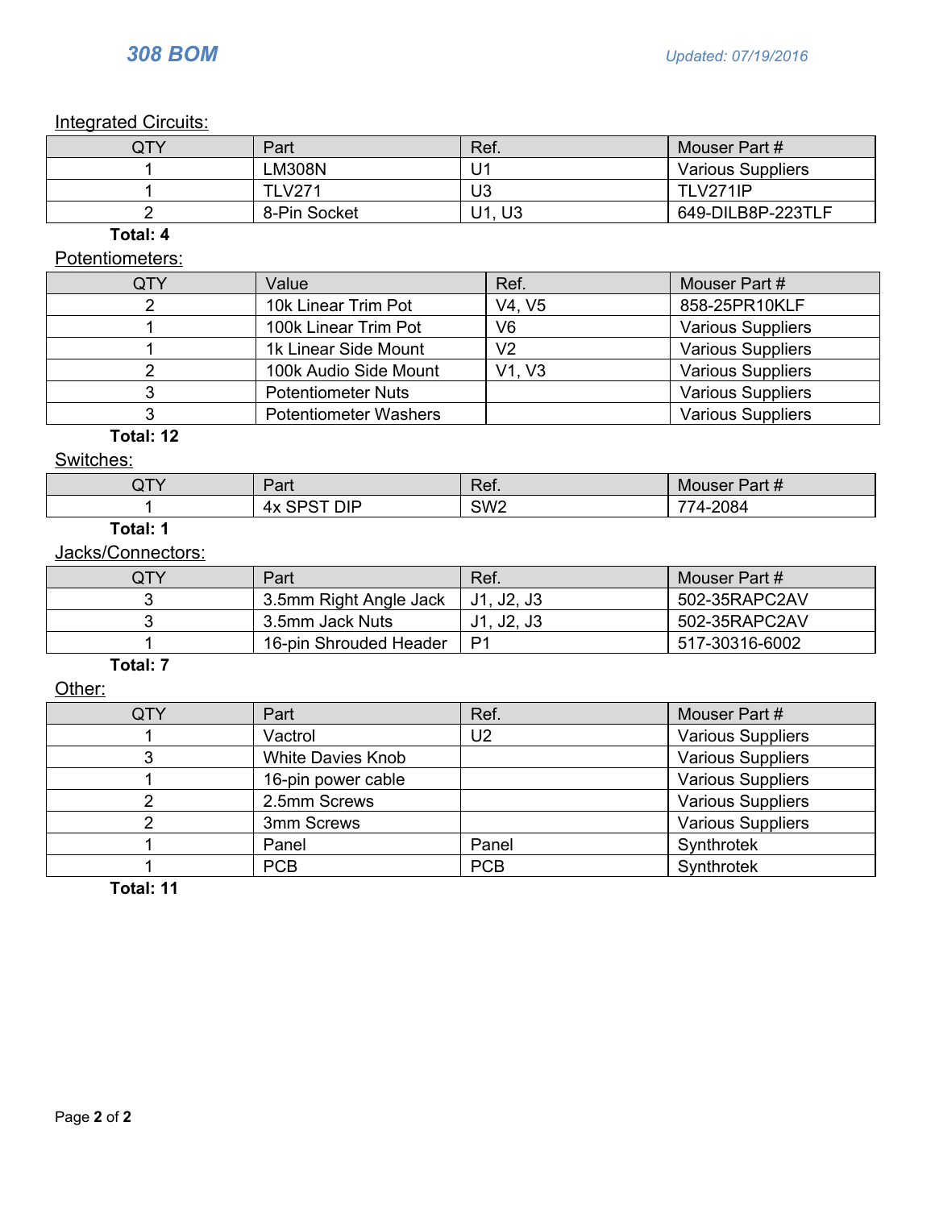# 308 BOM

*Updated: 07/19/2016*

## Integrated Circuits:

| QTY | Part | Ref. | Mouser Part # |
|---|---|---|---|
| 1 | LM308N | U1 | Various Suppliers |
| 1 | TLV271 | U3 | TLV271IP |
| 2 | 8-Pin Socket | U1, U3 | 649-DILB8P-223TLF |

**Total: 4**

## Potentiometers:

| QTY | Value | Ref. | Mouser Part # |
|---|---|---|---|
| 2 | 10k Linear Trim Pot | V4, V5 | 858-25PR10KLF |
| 1 | 100k Linear Trim Pot | V6 | Various Suppliers |
| 1 | 1k Linear Side Mount | V2 | Various Suppliers |
| 2 | 100k Audio Side Mount | V1, V3 | Various Suppliers |
| 3 | Potentiometer Nuts | | Various Suppliers |
| 3 | Potentiometer Washers | | Various Suppliers |

**Total: 12**

## Switches:

| QTY | Part | Ref. | Mouser Part # |
|---|---|---|---|
| 1 | 4x SPST DIP | SW2 | 774-2084 |

**Total: 1**

## Jacks/Connectors:

| QTY | Part | Ref. | Mouser Part # |
|---|---|---|---|
| 3 | 3.5mm Right Angle Jack | J1, J2, J3 | 502-35RAPC2AV |
| 3 | 3.5mm Jack Nuts | J1, J2, J3 | 502-35RAPC2AV |
| 1 | 16-pin Shrouded Header | P1 | 517-30316-6002 |

**Total: 7**

## Other:

| QTY | Part | Ref. | Mouser Part # |
|---|---|---|---|
| 1 | Vactrol | U2 | Various Suppliers |
| 3 | White Davies Knob | | Various Suppliers |
| 1 | 16-pin power cable | | Various Suppliers |
| 2 | 2.5mm Screws | | Various Suppliers |
| 2 | 3mm Screws | | Various Suppliers |
| 1 | Panel | Panel | Synthrotek |
| 1 | PCB | PCB | Synthrotek |

**Total: 11**